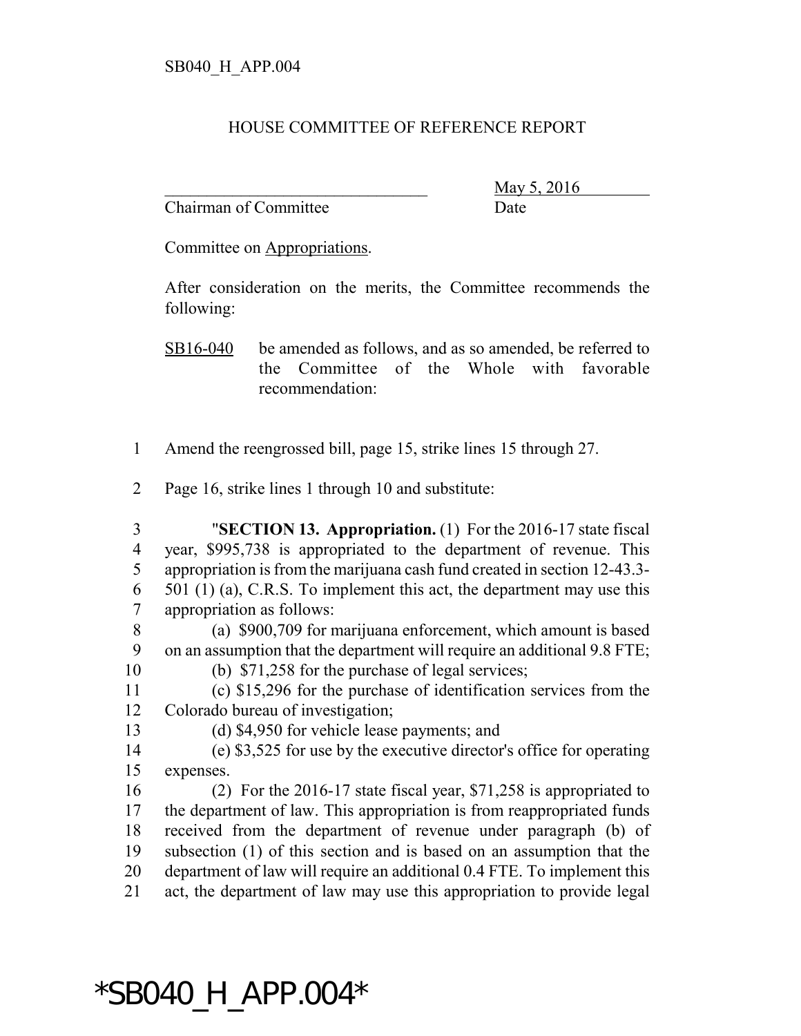SB040_H_APP.004

HOUSE COMMITTEE OF REFERENCE REPORT

\_\_\_\_\_\_\_\_\_\_\_\_\_\_\_\_\_\_\_\_\_\_\_\_\_\_\_\_\_\_\_\_ May 5, 2016
Chairman of Committee Date

Committee on Appropriations.

After consideration on the merits, the Committee recommends the following:

SB16-040 be amended as follows, and as so amended, be referred to the Committee of the Whole with favorable recommendation:

1 Amend the reengrossed bill, page 15, strike lines 15 through 27.

2 Page 16, strike lines 1 through 10 and substitute:

3 "**SECTION 13. Appropriation.** (1) For the 2016-17 state fiscal
4 year, $995,738 is appropriated to the department of revenue. This
5 appropriation is from the marijuana cash fund created in section 12-43.3-
6 501 (1) (a), C.R.S. To implement this act, the department may use this
7 appropriation as follows:

8 (a) $900,709 for marijuana enforcement, which amount is based
9 on an assumption that the department will require an additional 9.8 FTE;

10 (b) $71,258 for the purchase of legal services;

11 (c) $15,296 for the purchase of identification services from the
12 Colorado bureau of investigation;

13 (d) $4,950 for vehicle lease payments; and

14 (e) $3,525 for use by the executive director's office for operating
15 expenses.

16 (2) For the 2016-17 state fiscal year, $71,258 is appropriated to
17 the department of law. This appropriation is from reappropriated funds
18 received from the department of revenue under paragraph (b) of
19 subsection (1) of this section and is based on an assumption that the
20 department of law will require an additional 0.4 FTE. To implement this
21 act, the department of law may use this appropriation to provide legal

*SB040_H_APP.004*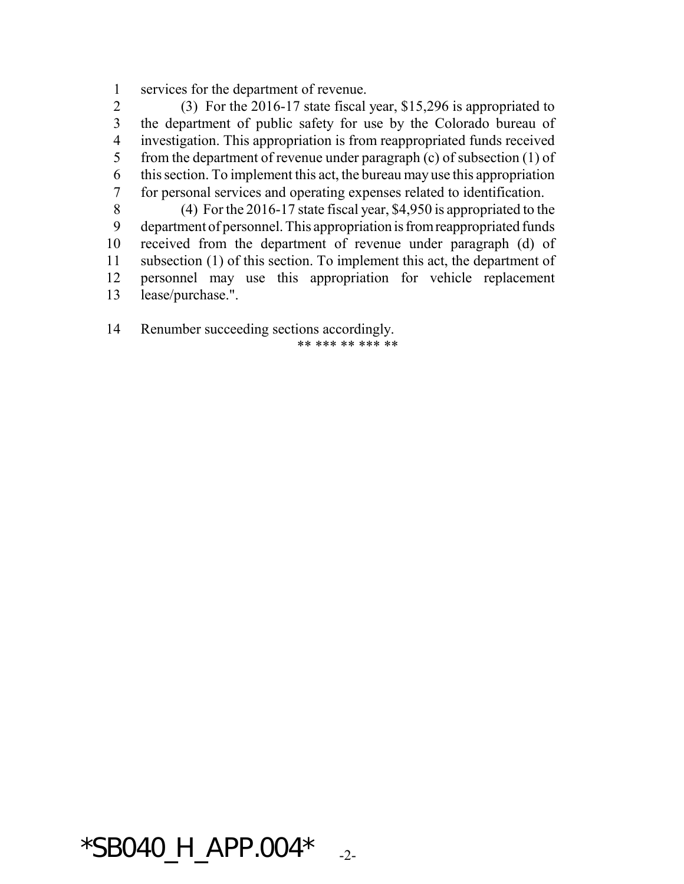services for the department of revenue.

(3) For the 2016-17 state fiscal year, $15,296 is appropriated to the department of public safety for use by the Colorado bureau of investigation. This appropriation is from reappropriated funds received from the department of revenue under paragraph (c) of subsection (1) of this section. To implement this act, the bureau may use this appropriation for personal services and operating expenses related to identification.

(4) For the 2016-17 state fiscal year, $4,950 is appropriated to the department of personnel. This appropriation is from reappropriated funds received from the department of revenue under paragraph (d) of subsection (1) of this section. To implement this act, the department of personnel may use this appropriation for vehicle replacement lease/purchase.".

Renumber succeeding sections accordingly.

** *** ** *** **

*SB040_H_APP.004*